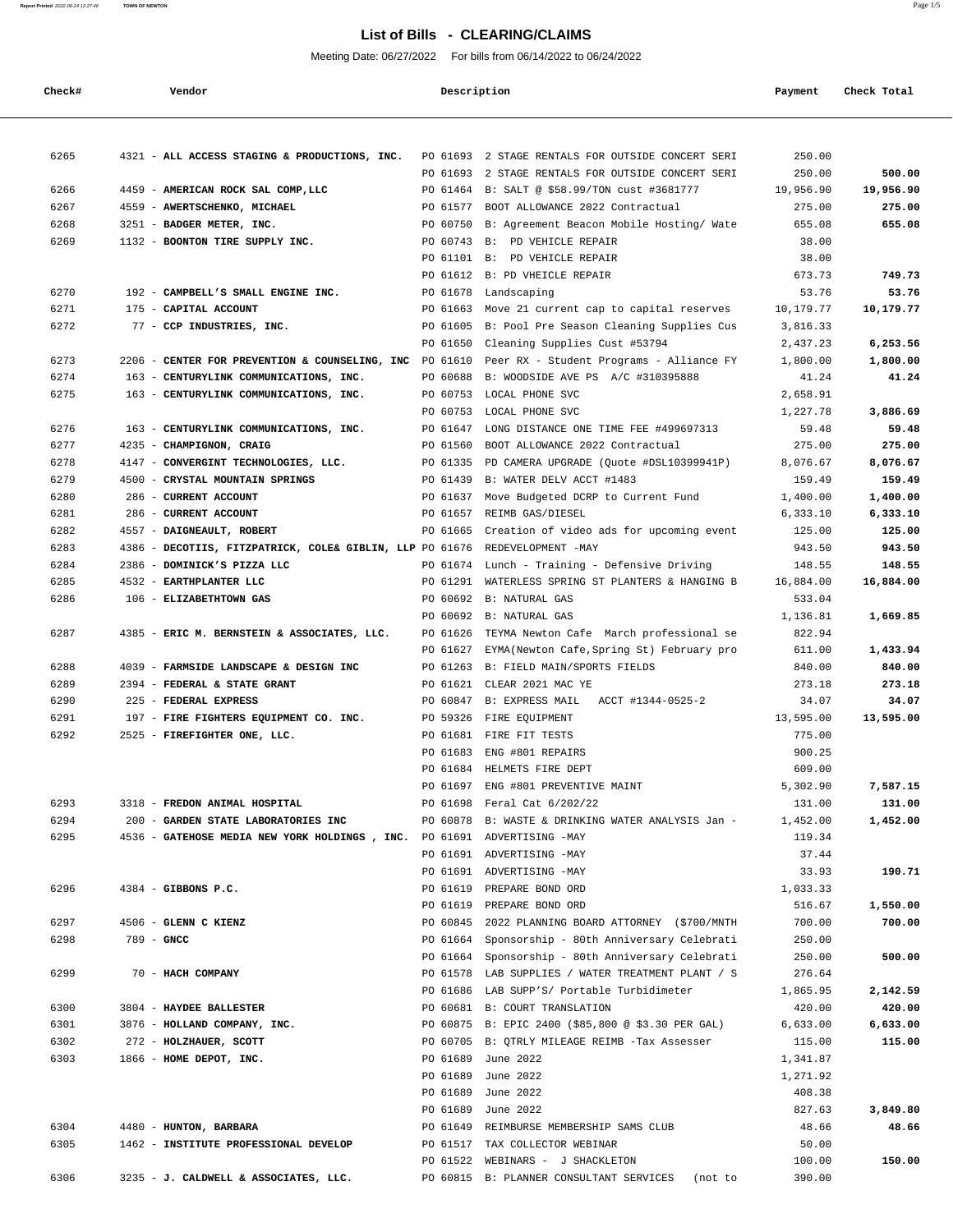# List of Bills - CLEARING/CLAIMS

Meeting Date: 06/27/2022 For bills from 06/14/2022 to 06/24/2022

| Check# | Vendor | Description | Payment | Check Total |
|---|---|---|---|---|
| 6265 | 4321 - **ALL ACCESS STAGING & PRODUCTIONS, INC.** | PO 61693 2 STAGE RENTALS FOR OUTSIDE CONCERT SERI | 250.00 | |
| | | PO 61693 2 STAGE RENTALS FOR OUTSIDE CONCERT SERI | 250.00 | **500.00** |
| 6266 | 4459 - **AMERICAN ROCK SAL COMP,LLC** | PO 61464 B: SALT @ $58.99/TON cust #3681777 | 19,956.90 | **19,956.90** |
| 6267 | 4559 - **AWERTSCHENKO, MICHAEL** | PO 61577 BOOT ALLOWANCE 2022 Contractual | 275.00 | **275.00** |
| 6268 | 3251 - **BADGER METER, INC.** | PO 60750 B: Agreement Beacon Mobile Hosting/ Wate | 655.08 | **655.08** |
| 6269 | 1132 - **BOONTON TIRE SUPPLY INC.** | PO 60743 B: PD VEHICLE REPAIR | 38.00 | |
| | | PO 61101 B: PD VEHICLE REPAIR | 38.00 | |
| | | PO 61612 B: PD VHEICLE REPAIR | 673.73 | **749.73** |
| 6270 | 192 - **CAMPBELL'S SMALL ENGINE INC.** | PO 61678 Landscaping | 53.76 | **53.76** |
| 6271 | 175 - **CAPITAL ACCOUNT** | PO 61663 Move 21 current cap to capital reserves | 10,179.77 | **10,179.77** |
| 6272 | 77 - **CCP INDUSTRIES, INC.** | PO 61605 B: Pool Pre Season Cleaning Supplies Cus | 3,816.33 | |
| | | PO 61650 Cleaning Supplies Cust #53794 | 2,437.23 | **6,253.56** |
| 6273 | 2206 - **CENTER FOR PREVENTION & COUNSELING, INC** | PO 61610 Peer RX - Student Programs - Alliance FY | 1,800.00 | **1,800.00** |
| 6274 | 163 - **CENTURYLINK COMMUNICATIONS, INC.** | PO 60688 B: WOODSIDE AVE PS A/C #310395888 | 41.24 | **41.24** |
| 6275 | 163 - **CENTURYLINK COMMUNICATIONS, INC.** | PO 60753 LOCAL PHONE SVC | 2,658.91 | |
| | | PO 60753 LOCAL PHONE SVC | 1,227.78 | **3,886.69** |
| 6276 | 163 - **CENTURYLINK COMMUNICATIONS, INC.** | PO 61647 LONG DISTANCE ONE TIME FEE #499697313 | 59.48 | **59.48** |
| 6277 | 4235 - **CHAMPIGNON, CRAIG** | PO 61560 BOOT ALLOWANCE 2022 Contractual | 275.00 | **275.00** |
| 6278 | 4147 - **CONVERGINT TECHNOLOGIES, LLC.** | PO 61335 PD CAMERA UPGRADE (Quote #DSL10399941P) | 8,076.67 | **8,076.67** |
| 6279 | 4500 - **CRYSTAL MOUNTAIN SPRINGS** | PO 61439 B: WATER DELV ACCT #1483 | 159.49 | **159.49** |
| 6280 | 286 - **CURRENT ACCOUNT** | PO 61637 Move Budgeted DCRP to Current Fund | 1,400.00 | **1,400.00** |
| 6281 | 286 - **CURRENT ACCOUNT** | PO 61657 REIMB GAS/DIESEL | 6,333.10 | **6,333.10** |
| 6282 | 4557 - **DAIGNEAULT, ROBERT** | PO 61665 Creation of video ads for upcoming event | 125.00 | **125.00** |
| 6283 | 4386 - **DECOTIIS, FITZPATRICK, COLE& GIBLIN, LLP** | PO 61676 REDEVELOPMENT -MAY | 943.50 | **943.50** |
| 6284 | 2386 - **DOMINICK'S PIZZA LLC** | PO 61674 Lunch - Training - Defensive Driving | 148.55 | **148.55** |
| 6285 | 4532 - **EARTHPLANTER LLC** | PO 61291 WATERLESS SPRING ST PLANTERS & HANGING B | 16,884.00 | **16,884.00** |
| 6286 | 106 - **ELIZABETHTOWN GAS** | PO 60692 B: NATURAL GAS | 533.04 | |
| | | PO 60692 B: NATURAL GAS | 1,136.81 | **1,669.85** |
| 6287 | 4385 - **ERIC M. BERNSTEIN & ASSOCIATES, LLC.** | PO 61626 TEYMA Newton Cafe March professional se | 822.94 | |
| | | PO 61627 EYMA(Newton Cafe,Spring St) February pro | 611.00 | **1,433.94** |
| 6288 | 4039 - **FARMSIDE LANDSCAPE & DESIGN INC** | PO 61263 B: FIELD MAIN/SPORTS FIELDS | 840.00 | **840.00** |
| 6289 | 2394 - **FEDERAL & STATE GRANT** | PO 61621 CLEAR 2021 MAC YE | 273.18 | **273.18** |
| 6290 | 225 - **FEDERAL EXPRESS** | PO 60847 B: EXPRESS MAIL ACCT #1344-0525-2 | 34.07 | **34.07** |
| 6291 | 197 - **FIRE FIGHTERS EQUIPMENT CO. INC.** | PO 59326 FIRE EQUIPMENT | 13,595.00 | **13,595.00** |
| 6292 | 2525 - **FIREFIGHTER ONE, LLC.** | PO 61681 FIRE FIT TESTS | 775.00 | |
| | | PO 61683 ENG #801 REPAIRS | 900.25 | |
| | | PO 61684 HELMETS FIRE DEPT | 609.00 | |
| | | PO 61697 ENG #801 PREVENTIVE MAINT | 5,302.90 | **7,587.15** |
| 6293 | 3318 - **FREDON ANIMAL HOSPITAL** | PO 61698 Feral Cat 6/202/22 | 131.00 | **131.00** |
| 6294 | 200 - **GARDEN STATE LABORATORIES INC** | PO 60878 B: WASTE & DRINKING WATER ANALYSIS Jan - | 1,452.00 | **1,452.00** |
| 6295 | 4536 - **GATEHOSE MEDIA NEW YORK HOLDINGS , INC.** | PO 61691 ADVERTISING -MAY | 119.34 | |
| | | PO 61691 ADVERTISING -MAY | 37.44 | |
| | | PO 61691 ADVERTISING -MAY | 33.93 | **190.71** |
| 6296 | 4384 - **GIBBONS P.C.** | PO 61619 PREPARE BOND ORD | 1,033.33 | |
| | | PO 61619 PREPARE BOND ORD | 516.67 | **1,550.00** |
| 6297 | 4506 - **GLENN C KIENZ** | PO 60845 2022 PLANNING BOARD ATTORNEY ($700/MNTH | 700.00 | **700.00** |
| 6298 | 789 - **GNCC** | PO 61664 Sponsorship - 80th Anniversary Celebrati | 250.00 | |
| | | PO 61664 Sponsorship - 80th Anniversary Celebrati | 250.00 | **500.00** |
| 6299 | 70 - **HACH COMPANY** | PO 61578 LAB SUPPLIES / WATER TREATMENT PLANT / S | 276.64 | |
| | | PO 61686 LAB SUPP'S/ Portable Turbidimeter | 1,865.95 | **2,142.59** |
| 6300 | 3804 - **HAYDEE BALLESTER** | PO 60681 B: COURT TRANSLATION | 420.00 | **420.00** |
| 6301 | 3876 - **HOLLAND COMPANY, INC.** | PO 60875 B: EPIC 2400 ($85,800 @ $3.30 PER GAL) | 6,633.00 | **6,633.00** |
| 6302 | 272 - **HOLZHAUER, SCOTT** | PO 60705 B: QTRLY MILEAGE REIMB -Tax Assesser | 115.00 | **115.00** |
| 6303 | 1866 - **HOME DEPOT, INC.** | PO 61689 June 2022 | 1,341.87 | |
| | | PO 61689 June 2022 | 1,271.92 | |
| | | PO 61689 June 2022 | 408.38 | |
| | | PO 61689 June 2022 | 827.63 | **3,849.80** |
| 6304 | 4480 - **HUNTON, BARBARA** | PO 61649 REIMBURSE MEMBERSHIP SAMS CLUB | 48.66 | **48.66** |
| 6305 | 1462 - **INSTITUTE PROFESSIONAL DEVELOP** | PO 61517 TAX COLLECTOR WEBINAR | 50.00 | |
| | | PO 61522 WEBINARS - J SHACKLETON | 100.00 | **150.00** |
| 6306 | 3235 - **J. CALDWELL & ASSOCIATES, LLC.** | PO 60815 B: PLANNER CONSULTANT SERVICES (not to | 390.00 | |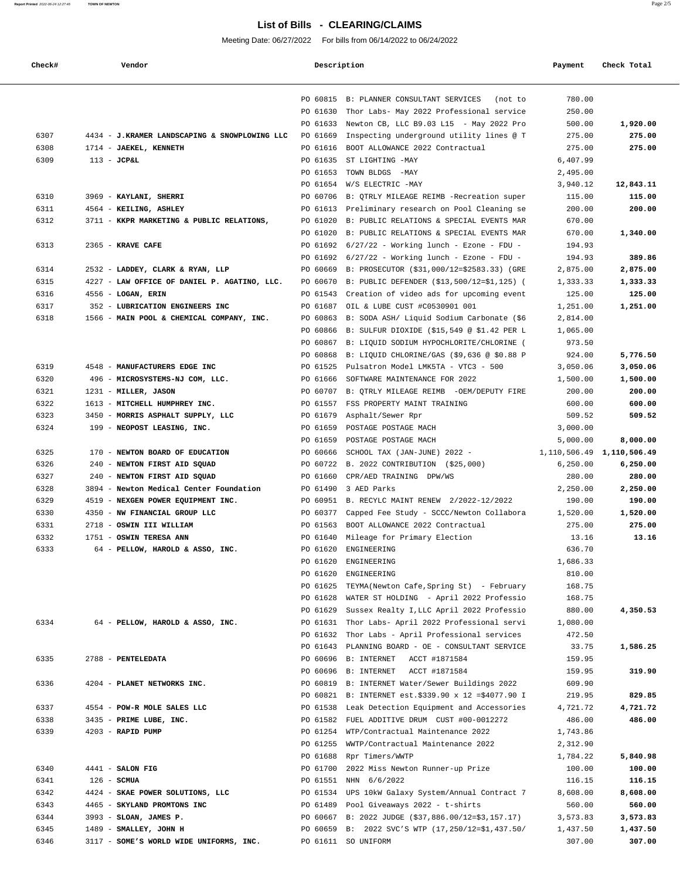# List of Bills - CLEARING/CLAIMS

Meeting Date: 06/27/2022 For bills from 06/14/2022 to 06/24/2022

| Check# | Vendor | Description | | Payment | Check Total |
|---|---|---|---|---|---|
| | | PO 60815 | B: PLANNER CONSULTANT SERVICES (not to | 780.00 | |
| | | PO 61630 | Thor Labs- May 2022 Professional service | 250.00 | |
| | | PO 61633 | Newton CB, LLC B9.03 L15 - May 2022 Pro | 500.00 | **1,920.00** |
| 6307 | 4434 - **J.KRAMER LANDSCAPING & SNOWPLOWING LLC** | PO 61669 | Inspecting underground utility lines @ T | 275.00 | **275.00** |
| 6308 | 1714 - **JAEKEL, KENNETH** | PO 61616 | BOOT ALLOWANCE 2022 Contractual | 275.00 | **275.00** |
| 6309 | 113 - **JCP&L** | PO 61635 | ST LIGHTING -MAY | 6,407.99 | |
| | | PO 61653 | TOWN BLDGS -MAY | 2,495.00 | |
| | | PO 61654 | W/S ELECTRIC -MAY | 3,940.12 | **12,843.11** |
| 6310 | 3969 - **KAYLANI, SHERRI** | PO 60706 | B: QTRLY MILEAGE REIMB -Recreation super | 115.00 | **115.00** |
| 6311 | 4564 - **KEILING, ASHLEY** | PO 61613 | Preliminary research on Pool Cleaning se | 200.00 | **200.00** |
| 6312 | 3711 - **KKPR MARKETING & PUBLIC RELATIONS,** | PO 61020 | B: PUBLIC RELATIONS & SPECIAL EVENTS MAR | 670.00 | |
| | | PO 61020 | B: PUBLIC RELATIONS & SPECIAL EVENTS MAR | 670.00 | **1,340.00** |
| 6313 | 2365 - **KRAVE CAFE** | PO 61692 | 6/27/22 - Working lunch - Ezone - FDU - | 194.93 | |
| | | PO 61692 | 6/27/22 - Working lunch - Ezone - FDU - | 194.93 | **389.86** |
| 6314 | 2532 - **LADDEY, CLARK & RYAN, LLP** | PO 60669 | B: PROSECUTOR ($31,000/12=$2583.33) (GRE | 2,875.00 | **2,875.00** |
| 6315 | 4227 - **LAW OFFICE OF DANIEL P. AGATINO, LLC.** | PO 60670 | B: PUBLIC DEFENDER ($13,500/12=$1,125) ( | 1,333.33 | **1,333.33** |
| 6316 | 4556 - **LOGAN, ERIN** | PO 61543 | Creation of video ads for upcoming event | 125.00 | **125.00** |
| 6317 | 352 - **LUBRICATION ENGINEERS INC** | PO 61687 | OIL & LUBE CUST #C0530901 001 | 1,251.00 | **1,251.00** |
| 6318 | 1566 - **MAIN POOL & CHEMICAL COMPANY, INC.** | PO 60863 | B: SODA ASH/ Liquid Sodium Carbonate ($6 | 2,814.00 | |
| | | PO 60866 | B: SULFUR DIOXIDE ($15,549 @ $1.42 PER L | 1,065.00 | |
| | | PO 60867 | B: LIQUID SODIUM HYPOCHLORITE/CHLORINE ( | 973.50 | |
| | | PO 60868 | B: LIQUID CHLORINE/GAS ($9,636 @ $0.88 P | 924.00 | **5,776.50** |
| 6319 | 4548 - **MANUFACTURERS EDGE INC** | PO 61525 | Pulsatron Model LMK5TA - VTC3 - 500 | 3,050.06 | **3,050.06** |
| 6320 | 496 - **MICROSYSTEMS-NJ COM, LLC.** | PO 61666 | SOFTWARE MAINTENANCE FOR 2022 | 1,500.00 | **1,500.00** |
| 6321 | 1231 - **MILLER, JASON** | PO 60707 | B: QTRLY MILEAGE REIMB -OEM/DEPUTY FIRE | 200.00 | **200.00** |
| 6322 | 1613 - **MITCHELL HUMPHREY INC.** | PO 61557 | FSS PROPERTY MAINT TRAINING | 600.00 | **600.00** |
| 6323 | 3450 - **MORRIS ASPHALT SUPPLY, LLC** | PO 61679 | Asphalt/Sewer Rpr | 509.52 | **509.52** |
| 6324 | 199 - **NEOPOST LEASING, INC.** | PO 61659 | POSTAGE POSTAGE MACH | 3,000.00 | |
| | | PO 61659 | POSTAGE POSTAGE MACH | 5,000.00 | **8,000.00** |
| 6325 | 170 - **NEWTON BOARD OF EDUCATION** | PO 60666 | SCHOOL TAX (JAN-JUNE) 2022 - | 1,110,506.49 | **1,110,506.49** |
| 6326 | 240 - **NEWTON FIRST AID SQUAD** | PO 60722 | B. 2022 CONTRIBUTION ($25,000) | 6,250.00 | **6,250.00** |
| 6327 | 240 - **NEWTON FIRST AID SQUAD** | PO 61660 | CPR/AED TRAINING DPW/WS | 280.00 | **280.00** |
| 6328 | 3894 - **Newton Medical Center Foundation** | PO 61490 | 3 AED Parks | 2,250.00 | **2,250.00** |
| 6329 | 4519 - **NEXGEN POWER EQUIPMENT INC.** | PO 60951 | B. RECYLC MAINT RENEW 2/2022-12/2022 | 190.00 | **190.00** |
| 6330 | 4350 - **NW FINANCIAL GROUP LLC** | PO 60377 | Capped Fee Study - SCCC/Newton Collabora | 1,520.00 | **1,520.00** |
| 6331 | 2718 - **OSWIN III WILLIAM** | PO 61563 | BOOT ALLOWANCE 2022 Contractual | 275.00 | **275.00** |
| 6332 | 1751 - **OSWIN TERESA ANN** | PO 61640 | Mileage for Primary Election | 13.16 | **13.16** |
| 6333 | 64 - **PELLOW, HAROLD & ASSO, INC.** | PO 61620 | ENGINEERING | 636.70 | |
| | | PO 61620 | ENGINEERING | 1,686.33 | |
| | | PO 61620 | ENGINEERING | 810.00 | |
| | | PO 61625 | TEYMA(Newton Cafe,Spring St) - February | 168.75 | |
| | | PO 61628 | WATER ST HOLDING - April 2022 Professio | 168.75 | |
| | | PO 61629 | Sussex Realty I,LLC April 2022 Professio | 880.00 | **4,350.53** |
| 6334 | 64 - **PELLOW, HAROLD & ASSO, INC.** | PO 61631 | Thor Labs- April 2022 Professional servi | 1,080.00 | |
| | | PO 61632 | Thor Labs - April Professional services | 472.50 | |
| | | PO 61643 | PLANNING BOARD - OE - CONSULTANT SERVICE | 33.75 | **1,586.25** |
| 6335 | 2788 - **PENTELEDATA** | PO 60696 | B: INTERNET ACCT #1871584 | 159.95 | |
| | | PO 60696 | B: INTERNET ACCT #1871584 | 159.95 | **319.90** |
| 6336 | 4204 - **PLANET NETWORKS INC.** | PO 60819 | B: INTERNET Water/Sewer Buildings 2022 | 609.90 | |
| | | PO 60821 | B: INTERNET est.$339.90 x 12 =$4077.90 I | 219.95 | **829.85** |
| 6337 | 4554 - **POW-R MOLE SALES LLC** | PO 61538 | Leak Detection Equipment and Accessories | 4,721.72 | **4,721.72** |
| 6338 | 3435 - **PRIME LUBE, INC.** | PO 61582 | FUEL ADDITIVE DRUM CUST #00-0012272 | 486.00 | **486.00** |
| 6339 | 4203 - **RAPID PUMP** | PO 61254 | WTP/Contractual Maintenance 2022 | 1,743.86 | |
| | | PO 61255 | WWTP/Contractual Maintenance 2022 | 2,312.90 | |
| | | PO 61688 | Rpr Timers/WWTP | 1,784.22 | **5,840.98** |
| 6340 | 4441 - **SALON FIG** | PO 61700 | 2022 Miss Newton Runner-up Prize | 100.00 | **100.00** |
| 6341 | 126 - **SCMUA** | PO 61551 | NHN 6/6/2022 | 116.15 | **116.15** |
| 6342 | 4424 - **SKAE POWER SOLUTIONS, LLC** | PO 61534 | UPS 10kW Galaxy System/Annual Contract 7 | 8,608.00 | **8,608.00** |
| 6343 | 4465 - **SKYLAND PROMTONS INC** | PO 61489 | Pool Giveaways 2022 - t-shirts | 560.00 | **560.00** |
| 6344 | 3993 - **SLOAN, JAMES P.** | PO 60667 | B: 2022 JUDGE ($37,886.00/12=$3,157.17) | 3,573.83 | **3,573.83** |
| 6345 | 1489 - **SMALLEY, JOHN H** | PO 60659 | B: 2022 SVC'S WTP (17,250/12=$1,437.50/ | 1,437.50 | **1,437.50** |
| 6346 | 3117 - **SOME'S WORLD WIDE UNIFORMS, INC.** | PO 61611 | SO UNIFORM | 307.00 | **307.00** |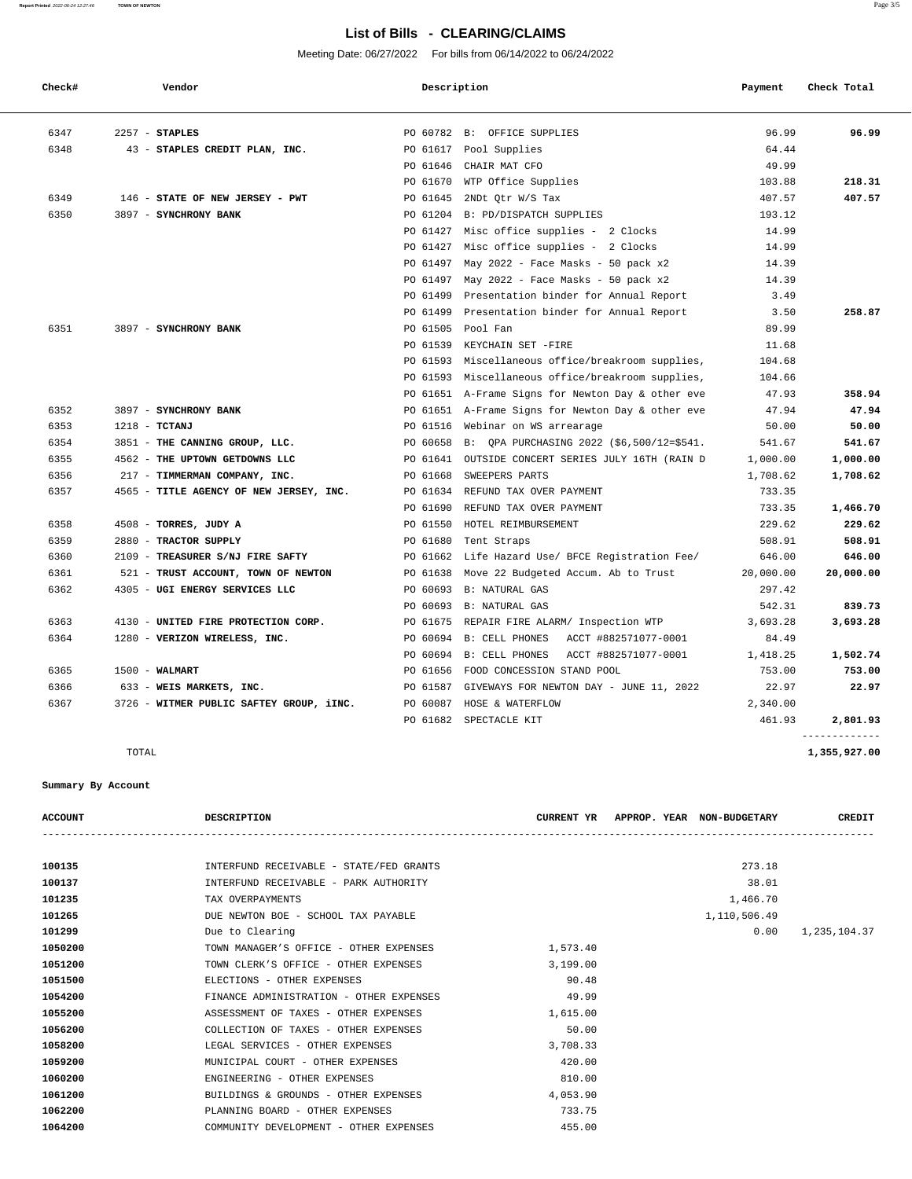## List of Bills - CLEARING/CLAIMS

Meeting Date: 06/27/2022 For bills from 06/14/2022 to 06/24/2022

| Check# | Vendor | Description | Payment | Check Total |
|---|---|---|---|---|
| 6347 | 2257 - **STAPLES** | PO 60782 B: OFFICE SUPPLIES | 96.99 | **96.99** |
| 6348 | 43 - **STAPLES CREDIT PLAN, INC.** | PO 61617 Pool Supplies | 64.44 | |
| | | PO 61646 CHAIR MAT CFO | 49.99 | |
| | | PO 61670 WTP Office Supplies | 103.88 | **218.31** |
| 6349 | 146 - **STATE OF NEW JERSEY - PWT** | PO 61645 2NDt Qtr W/S Tax | 407.57 | **407.57** |
| 6350 | 3897 - **SYNCHRONY BANK** | PO 61204 B: PD/DISPATCH SUPPLIES | 193.12 | |
| | | PO 61427 Misc office supplies - 2 Clocks | 14.99 | |
| | | PO 61427 Misc office supplies - 2 Clocks | 14.99 | |
| | | PO 61497 May 2022 - Face Masks - 50 pack x2 | 14.39 | |
| | | PO 61497 May 2022 - Face Masks - 50 pack x2 | 14.39 | |
| | | PO 61499 Presentation binder for Annual Report | 3.49 | |
| | | PO 61499 Presentation binder for Annual Report | 3.50 | **258.87** |
| 6351 | 3897 - **SYNCHRONY BANK** | PO 61505 Pool Fan | 89.99 | |
| | | PO 61539 KEYCHAIN SET -FIRE | 11.68 | |
| | | PO 61593 Miscellaneous office/breakroom supplies, | 104.68 | |
| | | PO 61593 Miscellaneous office/breakroom supplies, | 104.66 | |
| | | PO 61651 A-Frame Signs for Newton Day & other eve | 47.93 | **358.94** |
| 6352 | 3897 - **SYNCHRONY BANK** | PO 61651 A-Frame Signs for Newton Day & other eve | 47.94 | **47.94** |
| 6353 | 1218 - **TCTANJ** | PO 61516 Webinar on WS arrearage | 50.00 | **50.00** |
| 6354 | 3851 - **THE CANNING GROUP, LLC.** | PO 60658 B: QPA PURCHASING 2022 ($6,500/12=$541. | 541.67 | **541.67** |
| 6355 | 4562 - **THE UPTOWN GETDOWNS LLC** | PO 61641 OUTSIDE CONCERT SERIES JULY 16TH (RAIN D | 1,000.00 | **1,000.00** |
| 6356 | 217 - **TIMMERMAN COMPANY, INC.** | PO 61668 SWEEPERS PARTS | 1,708.62 | **1,708.62** |
| 6357 | 4565 - **TITLE AGENCY OF NEW JERSEY, INC.** | PO 61634 REFUND TAX OVER PAYMENT | 733.35 | |
| | | PO 61690 REFUND TAX OVER PAYMENT | 733.35 | **1,466.70** |
| 6358 | 4508 - **TORRES, JUDY A** | PO 61550 HOTEL REIMBURSEMENT | 229.62 | **229.62** |
| 6359 | 2880 - **TRACTOR SUPPLY** | PO 61680 Tent Straps | 508.91 | **508.91** |
| 6360 | 2109 - **TREASURER S/NJ FIRE SAFTY** | PO 61662 Life Hazard Use/ BFCE Registration Fee/ | 646.00 | **646.00** |
| 6361 | 521 - **TRUST ACCOUNT, TOWN OF NEWTON** | PO 61638 Move 22 Budgeted Accum. Ab to Trust | 20,000.00 | **20,000.00** |
| 6362 | 4305 - **UGI ENERGY SERVICES LLC** | PO 60693 B: NATURAL GAS | 297.42 | |
| | | PO 60693 B: NATURAL GAS | 542.31 | **839.73** |
| 6363 | 4130 - **UNITED FIRE PROTECTION CORP.** | PO 61675 REPAIR FIRE ALARM/ Inspection WTP | 3,693.28 | **3,693.28** |
| 6364 | 1280 - **VERIZON WIRELESS, INC.** | PO 60694 B: CELL PHONES ACCT #882571077-0001 | 84.49 | |
| | | PO 60694 B: CELL PHONES ACCT #882571077-0001 | 1,418.25 | **1,502.74** |
| 6365 | 1500 - **WALMART** | PO 61656 FOOD CONCESSION STAND POOL | 753.00 | **753.00** |
| 6366 | 633 - **WEIS MARKETS, INC.** | PO 61587 GIVEWAYS FOR NEWTON DAY - JUNE 11, 2022 | 22.97 | **22.97** |
| 6367 | 3726 - **WITMER PUBLIC SAFTEY GROUP, iINC.** | PO 60087 HOSE & WATERFLOW | 2,340.00 | |
| | | PO 61682 SPECTACLE KIT | 461.93 | **2,801.93** |
| | TOTAL | | | **1,355,927.00** |

**Summary By Account**

| ACCOUNT | DESCRIPTION | CURRENT YR | APPROP. YEAR | NON-BUDGETARY | CREDIT |
|---|---|---|---|---|---|
| **100135** | INTERFUND RECEIVABLE - STATE/FED GRANTS | | | 273.18 | |
| **100137** | INTERFUND RECEIVABLE - PARK AUTHORITY | | | 38.01 | |
| **101235** | TAX OVERPAYMENTS | | | 1,466.70 | |
| **101265** | DUE NEWTON BOE - SCHOOL TAX PAYABLE | | | 1,110,506.49 | |
| **101299** | Due to Clearing | | | 0.00 | 1,235,104.37 |
| **1050200** | TOWN MANAGER'S OFFICE - OTHER EXPENSES | 1,573.40 | | | |
| **1051200** | TOWN CLERK'S OFFICE - OTHER EXPENSES | 3,199.00 | | | |
| **1051500** | ELECTIONS - OTHER EXPENSES | 90.48 | | | |
| **1054200** | FINANCE ADMINISTRATION - OTHER EXPENSES | 49.99 | | | |
| **1055200** | ASSESSMENT OF TAXES - OTHER EXPENSES | 1,615.00 | | | |
| **1056200** | COLLECTION OF TAXES - OTHER EXPENSES | 50.00 | | | |
| **1058200** | LEGAL SERVICES - OTHER EXPENSES | 3,708.33 | | | |
| **1059200** | MUNICIPAL COURT - OTHER EXPENSES | 420.00 | | | |
| **1060200** | ENGINEERING - OTHER EXPENSES | 810.00 | | | |
| **1061200** | BUILDINGS & GROUNDS - OTHER EXPENSES | 4,053.90 | | | |
| **1062200** | PLANNING BOARD - OTHER EXPENSES | 733.75 | | | |
| **1064200** | COMMUNITY DEVELOPMENT - OTHER EXPENSES | 455.00 | | | |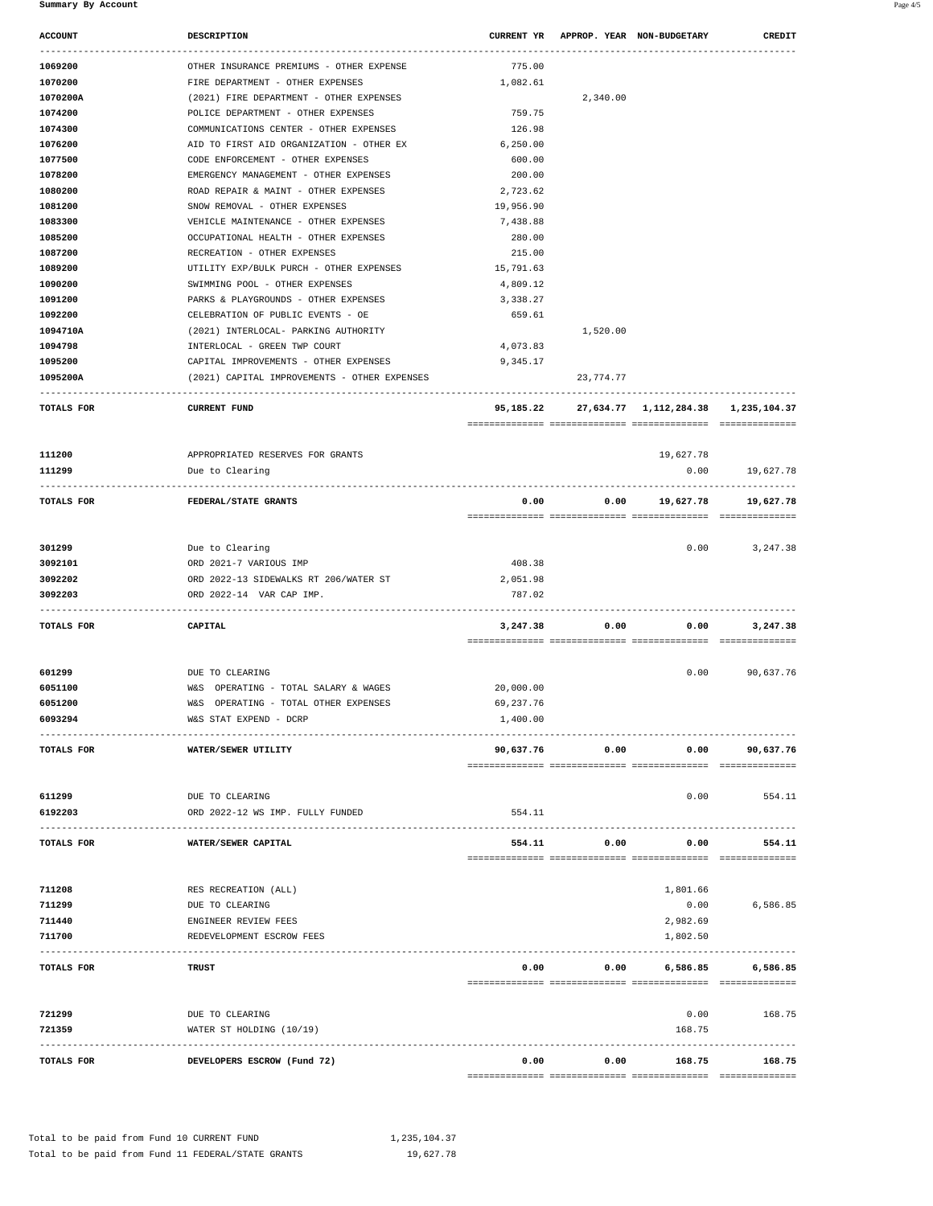**Summary By Account**

| ACCOUNT | DESCRIPTION | CURRENT YR | APPROP. YEAR | NON-BUDGETARY | CREDIT |
|---|---|---|---|---|---|
| 1069200 | OTHER INSURANCE PREMIUMS - OTHER EXPENSE | 775.00 | | | |
| 1070200 | FIRE DEPARTMENT - OTHER EXPENSES | 1,082.61 | | | |
| 1070200A | (2021) FIRE DEPARTMENT - OTHER EXPENSES | | 2,340.00 | | |
| 1074200 | POLICE DEPARTMENT - OTHER EXPENSES | 759.75 | | | |
| 1074300 | COMMUNICATIONS CENTER - OTHER EXPENSES | 126.98 | | | |
| 1076200 | AID TO FIRST AID ORGANIZATION - OTHER EX | 6,250.00 | | | |
| 1077500 | CODE ENFORCEMENT - OTHER EXPENSES | 600.00 | | | |
| 1078200 | EMERGENCY MANAGEMENT - OTHER EXPENSES | 200.00 | | | |
| 1080200 | ROAD REPAIR & MAINT - OTHER EXPENSES | 2,723.62 | | | |
| 1081200 | SNOW REMOVAL - OTHER EXPENSES | 19,956.90 | | | |
| 1083300 | VEHICLE MAINTENANCE - OTHER EXPENSES | 7,438.88 | | | |
| 1085200 | OCCUPATIONAL HEALTH - OTHER EXPENSES | 280.00 | | | |
| 1087200 | RECREATION - OTHER EXPENSES | 215.00 | | | |
| 1089200 | UTILITY EXP/BULK PURCH - OTHER EXPENSES | 15,791.63 | | | |
| 1090200 | SWIMMING POOL - OTHER EXPENSES | 4,809.12 | | | |
| 1091200 | PARKS & PLAYGROUNDS - OTHER EXPENSES | 3,338.27 | | | |
| 1092200 | CELEBRATION OF PUBLIC EVENTS - OE | 659.61 | | | |
| 1094710A | (2021) INTERLOCAL- PARKING AUTHORITY | | 1,520.00 | | |
| 1094798 | INTERLOCAL - GREEN TWP COURT | 4,073.83 | | | |
| 1095200 | CAPITAL IMPROVEMENTS - OTHER EXPENSES | 9,345.17 | | | |
| 1095200A | (2021) CAPITAL IMPROVEMENTS - OTHER EXPENSES | | 23,774.77 | | |
| **TOTALS FOR** | **CURRENT FUND** | **95,185.22** | **27,634.77** | **1,112,284.38** | **1,235,104.37** |
| 111200 | APPROPRIATED RESERVES FOR GRANTS | | | 19,627.78 | |
| 111299 | Due to Clearing | | | 0.00 | 19,627.78 |
| **TOTALS FOR** | **FEDERAL/STATE GRANTS** | **0.00** | **0.00** | **19,627.78** | **19,627.78** |
| 301299 | Due to Clearing | | | 0.00 | 3,247.38 |
| 3092101 | ORD 2021-7 VARIOUS IMP | 408.38 | | | |
| 3092202 | ORD 2022-13 SIDEWALKS RT 206/WATER ST | 2,051.98 | | | |
| 3092203 | ORD 2022-14 VAR CAP IMP. | 787.02 | | | |
| **TOTALS FOR** | **CAPITAL** | **3,247.38** | **0.00** | **0.00** | **3,247.38** |
| 601299 | DUE TO CLEARING | | | 0.00 | 90,637.76 |
| 6051100 | W&S OPERATING - TOTAL SALARY & WAGES | 20,000.00 | | | |
| 6051200 | W&S OPERATING - TOTAL OTHER EXPENSES | 69,237.76 | | | |
| 6093294 | W&S STAT EXPEND - DCRP | 1,400.00 | | | |
| **TOTALS FOR** | **WATER/SEWER UTILITY** | **90,637.76** | **0.00** | **0.00** | **90,637.76** |
| 611299 | DUE TO CLEARING | | | 0.00 | 554.11 |
| 6192203 | ORD 2022-12 WS IMP. FULLY FUNDED | 554.11 | | | |
| **TOTALS FOR** | **WATER/SEWER CAPITAL** | **554.11** | **0.00** | **0.00** | **554.11** |
| 711208 | RES RECREATION (ALL) | | | 1,801.66 | |
| 711299 | DUE TO CLEARING | | | 0.00 | 6,586.85 |
| 711440 | ENGINEER REVIEW FEES | | | 2,982.69 | |
| 711700 | REDEVELOPMENT ESCROW FEES | | | 1,802.50 | |
| **TOTALS FOR** | **TRUST** | **0.00** | **0.00** | **6,586.85** | **6,586.85** |
| 721299 | DUE TO CLEARING | | | 0.00 | 168.75 |
| 721359 | WATER ST HOLDING (10/19) | | | 168.75 | |
| **TOTALS FOR** | **DEVELOPERS ESCROW (Fund 72)** | **0.00** | **0.00** | **168.75** | **168.75** |

Total to be paid from Fund 10 CURRENT FUND 1,235,104.37

Total to be paid from Fund 11 FEDERAL/STATE GRANTS 19,627.78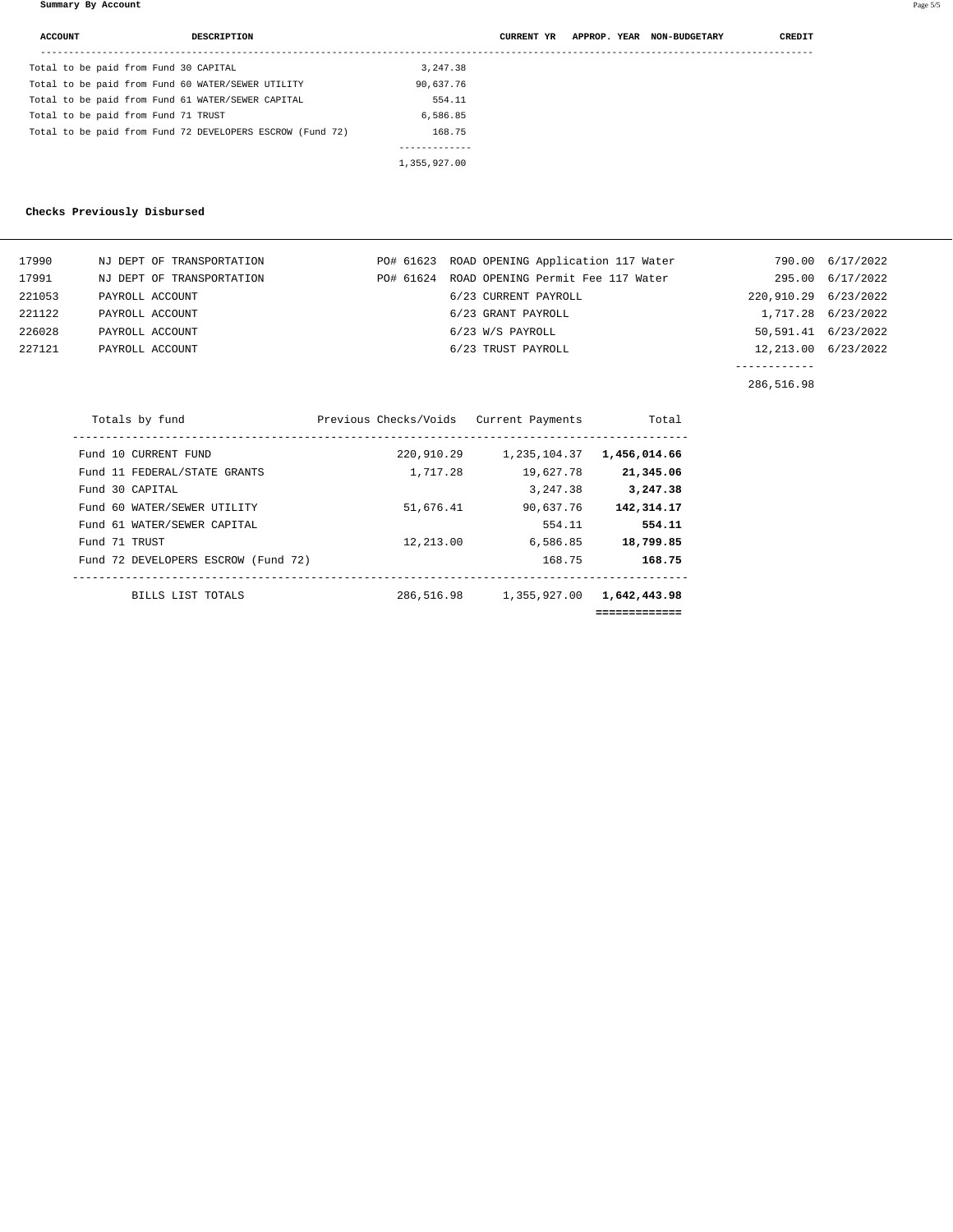**Summary By Account**

| ACCOUNT | DESCRIPTION | CURRENT YR | APPROP. YEAR | NON-BUDGETARY | CREDIT |
|---|---|---|---|---|---|
| Total to be paid from Fund 30 CAPITAL | | 3,247.38 | | | |
| Total to be paid from Fund 60 WATER/SEWER UTILITY | | 90,637.76 | | | |
| Total to be paid from Fund 61 WATER/SEWER CAPITAL | | 554.11 | | | |
| Total to be paid from Fund 71 TRUST | | 6,586.85 | | | |
| Total to be paid from Fund 72 DEVELOPERS ESCROW (Fund 72) | | 168.75 | | | |
| | | 1,355,927.00 | | | |

**Checks Previously Disbursed**

| | | | | | |
|---|---|---|---|---|---|
| 17990 | NJ DEPT OF TRANSPORTATION | PO# 61623 | ROAD OPENING Application 117 Water | 790.00 | 6/17/2022 |
| 17991 | NJ DEPT OF TRANSPORTATION | PO# 61624 | ROAD OPENING Permit Fee 117 Water | 295.00 | 6/17/2022 |
| 221053 | PAYROLL ACCOUNT | | 6/23 CURRENT PAYROLL | 220,910.29 | 6/23/2022 |
| 221122 | PAYROLL ACCOUNT | | 6/23 GRANT PAYROLL | 1,717.28 | 6/23/2022 |
| 226028 | PAYROLL ACCOUNT | | 6/23 W/S PAYROLL | 50,591.41 | 6/23/2022 |
| 227121 | PAYROLL ACCOUNT | | 6/23 TRUST PAYROLL | 12,213.00 | 6/23/2022 |
| | | | | 286,516.98 | |

| Totals by fund | Previous Checks/Voids | Current Payments | Total |
|---|---|---|---|
| Fund 10 CURRENT FUND | 220,910.29 | 1,235,104.37 | **1,456,014.66** |
| Fund 11 FEDERAL/STATE GRANTS | 1,717.28 | 19,627.78 | **21,345.06** |
| Fund 30 CAPITAL | | 3,247.38 | **3,247.38** |
| Fund 60 WATER/SEWER UTILITY | 51,676.41 | 90,637.76 | **142,314.17** |
| Fund 61 WATER/SEWER CAPITAL | | 554.11 | **554.11** |
| Fund 71 TRUST | 12,213.00 | 6,586.85 | **18,799.85** |
| Fund 72 DEVELOPERS ESCROW (Fund 72) | | 168.75 | **168.75** |
| BILLS LIST TOTALS | 286,516.98 | 1,355,927.00 | **1,642,443.98** |